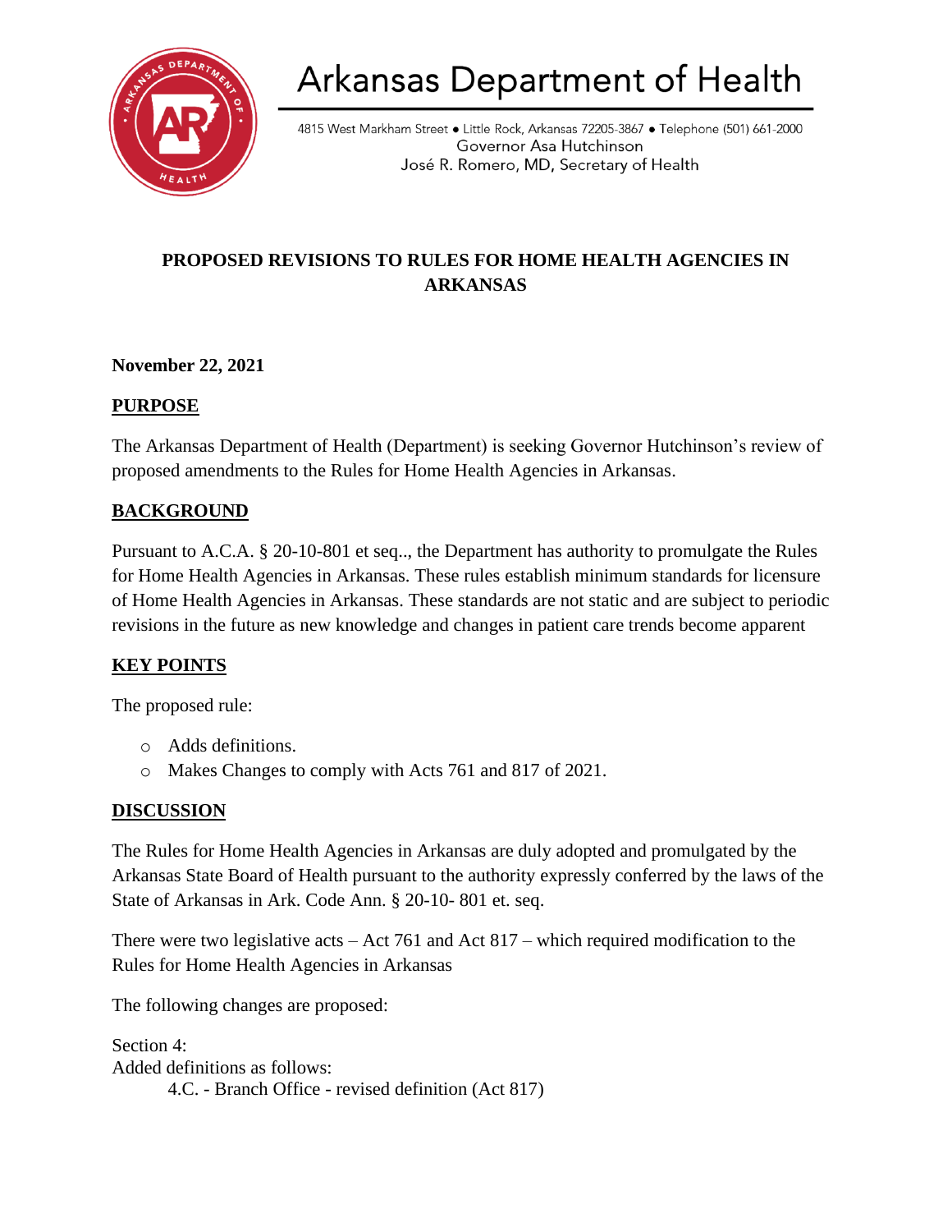# Arkansas Department of Health

4815 West Markham Street ● Little Rock, Arkansas 72205-3867 ● Telephone (501) 661-2000
Governor Asa Hutchinson
José R. Romero, MD, Secretary of Health

## PROPOSED REVISIONS TO RULES FOR HOME HEALTH AGENCIES IN ARKANSAS

**November 22, 2021**

**PURPOSE**

The Arkansas Department of Health (Department) is seeking Governor Hutchinson's review of proposed amendments to the Rules for Home Health Agencies in Arkansas.

**BACKGROUND**

Pursuant to A.C.A. § 20-10-801 et seq.., the Department has authority to promulgate the Rules for Home Health Agencies in Arkansas. These rules establish minimum standards for licensure of Home Health Agencies in Arkansas. These standards are not static and are subject to periodic revisions in the future as new knowledge and changes in patient care trends become apparent

**KEY POINTS**

The proposed rule:

- Adds definitions.
- Makes Changes to comply with Acts 761 and 817 of 2021.

**DISCUSSION**

The Rules for Home Health Agencies in Arkansas are duly adopted and promulgated by the Arkansas State Board of Health pursuant to the authority expressly conferred by the laws of the State of Arkansas in Ark. Code Ann. § 20-10- 801 et. seq.

There were two legislative acts – Act 761 and Act 817 – which required modification to the Rules for Home Health Agencies in Arkansas

The following changes are proposed:

Section 4:
Added definitions as follows:

4.C. - Branch Office - revised definition (Act 817)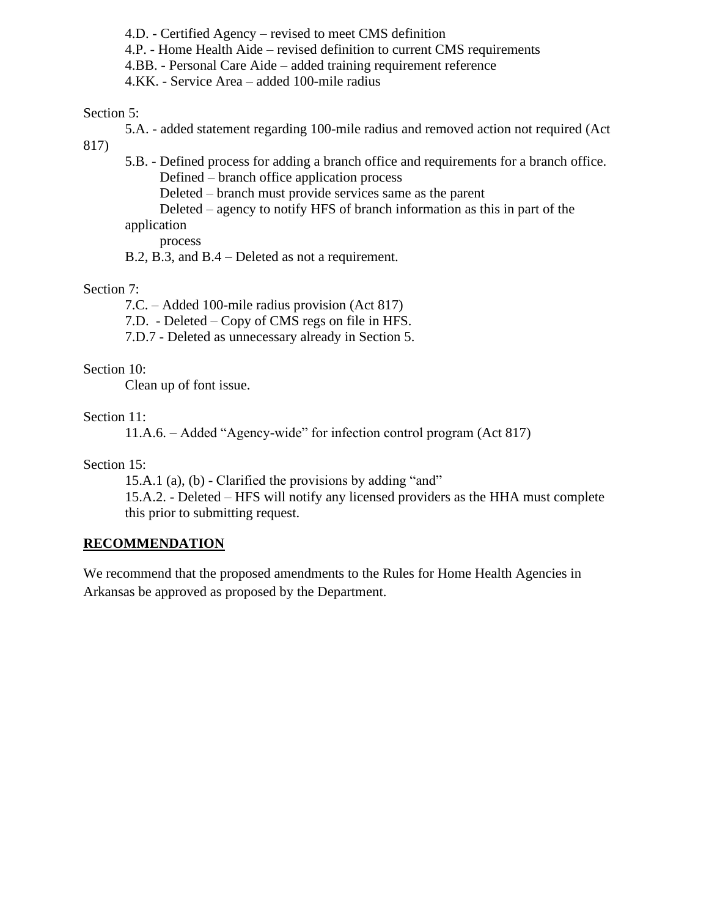4.D. - Certified Agency – revised to meet CMS definition
4.P. - Home Health Aide – revised definition to current CMS requirements
4.BB. - Personal Care Aide – added training requirement reference
4.KK. - Service Area – added 100-mile radius

Section 5:

5.A. - added statement regarding 100-mile radius and removed action not required (Act 817)

5.B. - Defined process for adding a branch office and requirements for a branch office.
Defined – branch office application process
Deleted – branch must provide services same as the parent
Deleted – agency to notify HFS of branch information as this in part of the application process

B.2, B.3, and B.4 – Deleted as not a requirement.

Section 7:

7.C. – Added 100-mile radius provision (Act 817)
7.D. - Deleted – Copy of CMS regs on file in HFS.
7.D.7 - Deleted as unnecessary already in Section 5.

Section 10:

Clean up of font issue.

Section 11:

11.A.6. – Added "Agency-wide" for infection control program (Act 817)

Section 15:

15.A.1 (a), (b) - Clarified the provisions by adding "and"
15.A.2. - Deleted – HFS will notify any licensed providers as the HHA must complete this prior to submitting request.

**RECOMMENDATION**

We recommend that the proposed amendments to the Rules for Home Health Agencies in Arkansas be approved as proposed by the Department.